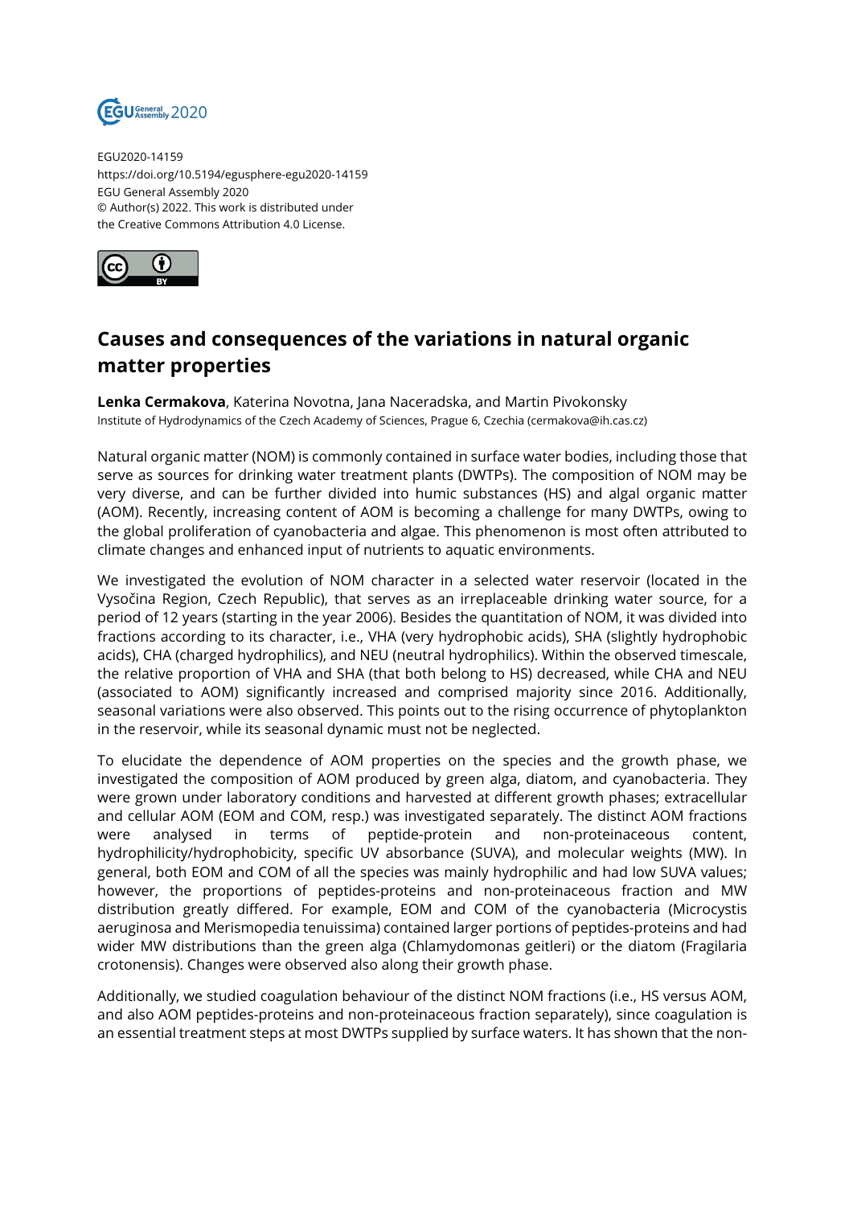EGU2020-14159
https://doi.org/10.5194/egusphere-egu2020-14159
EGU General Assembly 2020
© Author(s) 2022. This work is distributed under
the Creative Commons Attribution 4.0 License.

# Causes and consequences of the variations in natural organic matter properties

**Lenka Cermakova**, Katerina Novotna, Jana Naceradska, and Martin Pivokonsky
Institute of Hydrodynamics of the Czech Academy of Sciences, Prague 6, Czechia (cermakova@ih.cas.cz)

Natural organic matter (NOM) is commonly contained in surface water bodies, including those that serve as sources for drinking water treatment plants (DWTPs). The composition of NOM may be very diverse, and can be further divided into humic substances (HS) and algal organic matter (AOM). Recently, increasing content of AOM is becoming a challenge for many DWTPs, owing to the global proliferation of cyanobacteria and algae. This phenomenon is most often attributed to climate changes and enhanced input of nutrients to aquatic environments.

We investigated the evolution of NOM character in a selected water reservoir (located in the Vysočina Region, Czech Republic), that serves as an irreplaceable drinking water source, for a period of 12 years (starting in the year 2006). Besides the quantitation of NOM, it was divided into fractions according to its character, i.e., VHA (very hydrophobic acids), SHA (slightly hydrophobic acids), CHA (charged hydrophilics), and NEU (neutral hydrophilics). Within the observed timescale, the relative proportion of VHA and SHA (that both belong to HS) decreased, while CHA and NEU (associated to AOM) significantly increased and comprised majority since 2016. Additionally, seasonal variations were also observed. This points out to the rising occurrence of phytoplankton in the reservoir, while its seasonal dynamic must not be neglected.

To elucidate the dependence of AOM properties on the species and the growth phase, we investigated the composition of AOM produced by green alga, diatom, and cyanobacteria. They were grown under laboratory conditions and harvested at different growth phases; extracellular and cellular AOM (EOM and COM, resp.) was investigated separately. The distinct AOM fractions were analysed in terms of peptide-protein and non-proteinaceous content, hydrophilicity/hydrophobicity, specific UV absorbance (SUVA), and molecular weights (MW). In general, both EOM and COM of all the species was mainly hydrophilic and had low SUVA values; however, the proportions of peptides-proteins and non-proteinaceous fraction and MW distribution greatly differed. For example, EOM and COM of the cyanobacteria (Microcystis aeruginosa and Merismopedia tenuissima) contained larger portions of peptides-proteins and had wider MW distributions than the green alga (Chlamydomonas geitleri) or the diatom (Fragilaria crotonensis). Changes were observed also along their growth phase.

Additionally, we studied coagulation behaviour of the distinct NOM fractions (i.e., HS versus AOM, and also AOM peptides-proteins and non-proteinaceous fraction separately), since coagulation is an essential treatment steps at most DWTPs supplied by surface waters. It has shown that the non-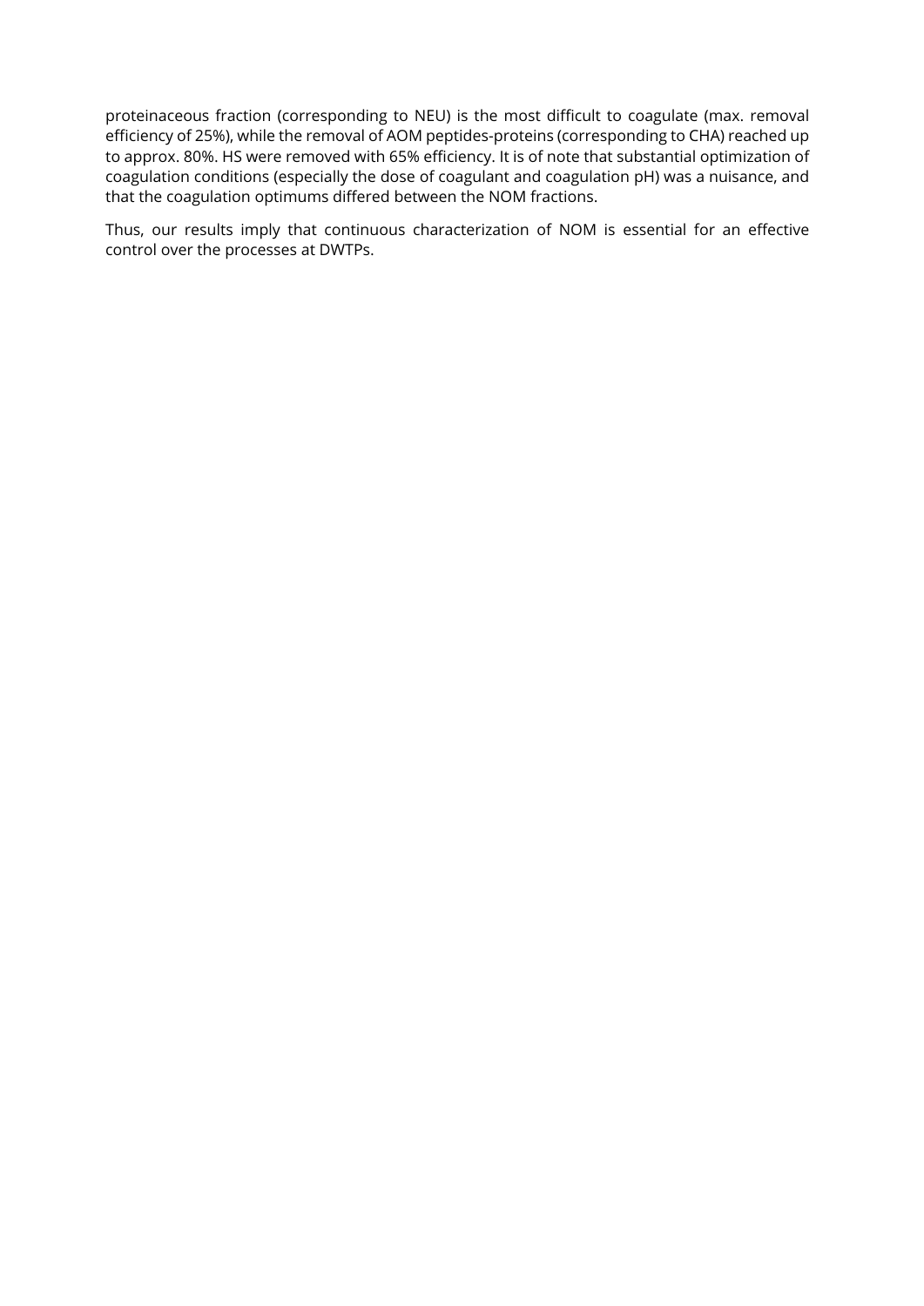proteinaceous fraction (corresponding to NEU) is the most difficult to coagulate (max. removal efficiency of 25%), while the removal of AOM peptides-proteins (corresponding to CHA) reached up to approx. 80%. HS were removed with 65% efficiency. It is of note that substantial optimization of coagulation conditions (especially the dose of coagulant and coagulation pH) was a nuisance, and that the coagulation optimums differed between the NOM fractions.

Thus, our results imply that continuous characterization of NOM is essential for an effective control over the processes at DWTPs.